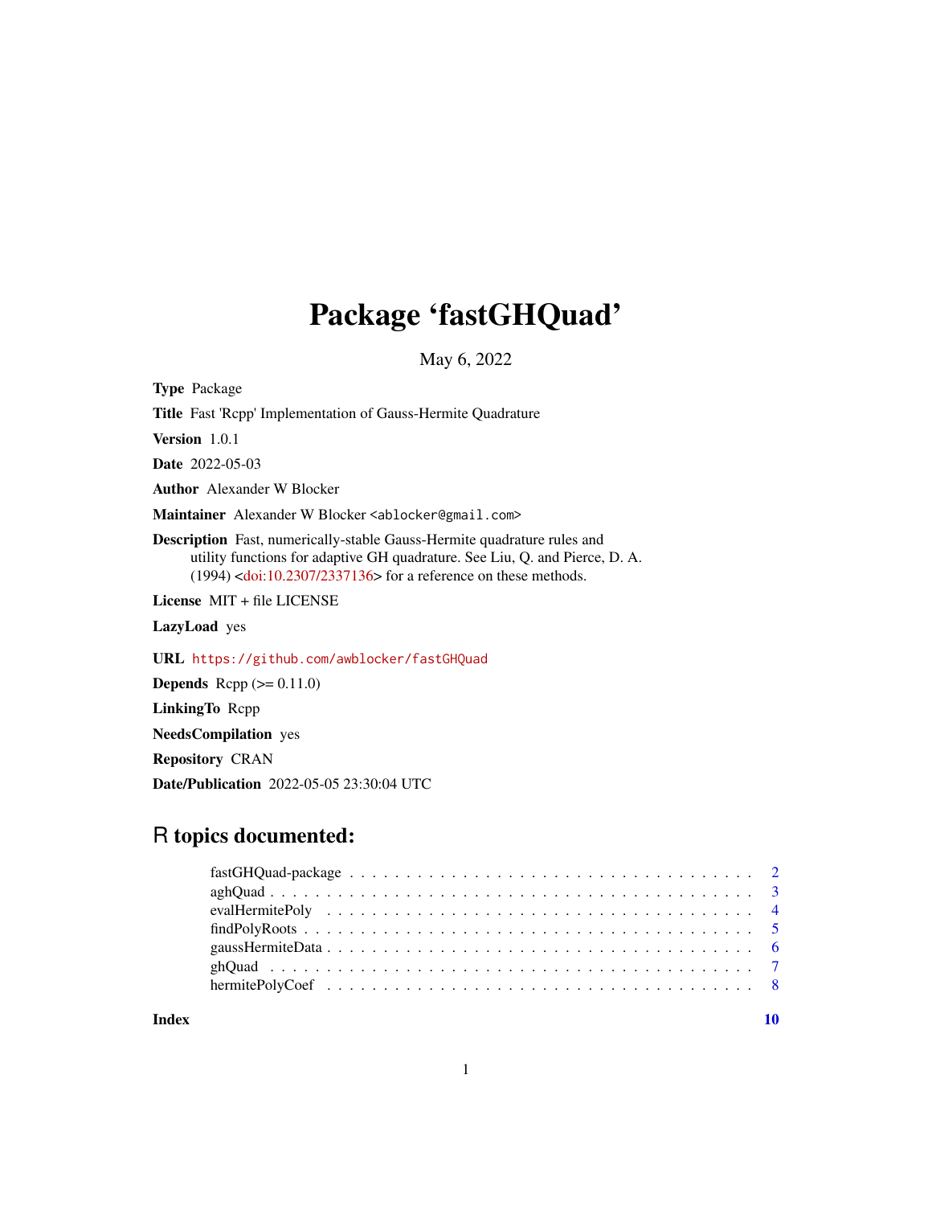# Package 'fastGHQuad'

May 6, 2022

**Type** Package

**Title** Fast 'Rcpp' Implementation of Gauss-Hermite Quadrature

**Version** 1.0.1

**Date** 2022-05-03

**Author** Alexander W Blocker

**Maintainer** Alexander W Blocker <ablocker@gmail.com>

**Description** Fast, numerically-stable Gauss-Hermite quadrature rules and utility functions for adaptive GH quadrature. See Liu, Q. and Pierce, D. A. (1994) <doi:10.2307/2337136> for a reference on these methods.

**License** MIT + file LICENSE

**LazyLoad** yes

**URL** https://github.com/awblocker/fastGHQuad

**Depends** Rcpp (>= 0.11.0)

**LinkingTo** Rcpp

**NeedsCompilation** yes

**Repository** CRAN

**Date/Publication** 2022-05-05 23:30:04 UTC

## R topics documented:

- fastGHQuad-package . . . . . . . . . . . . . . . . . . . . . . . . . . . . . . . . . . 2
- aghQuad . . . . . . . . . . . . . . . . . . . . . . . . . . . . . . . . . . . . . . . . . 3
- evalHermitePoly . . . . . . . . . . . . . . . . . . . . . . . . . . . . . . . . . . . . . 4
- findPolyRoots . . . . . . . . . . . . . . . . . . . . . . . . . . . . . . . . . . . . . . 5
- gaussHermiteData . . . . . . . . . . . . . . . . . . . . . . . . . . . . . . . . . . . . 6
- ghQuad . . . . . . . . . . . . . . . . . . . . . . . . . . . . . . . . . . . . . . . . . 7
- hermitePolyCoef . . . . . . . . . . . . . . . . . . . . . . . . . . . . . . . . . . . . 8

**Index** 10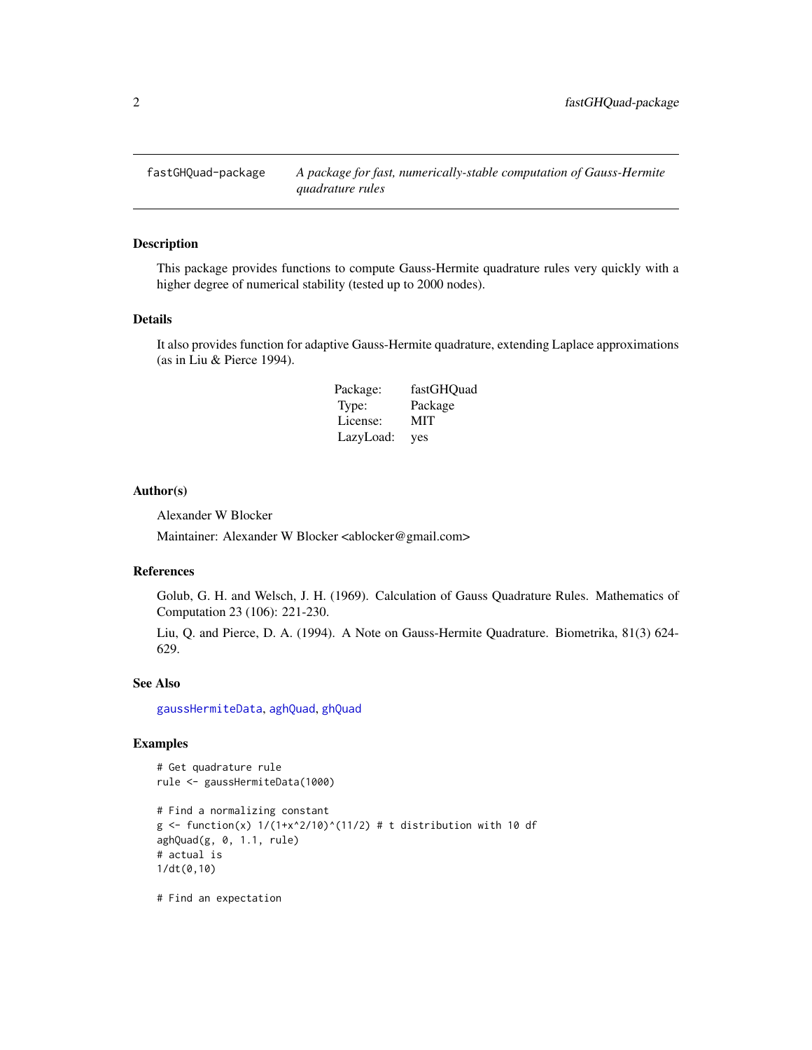# fastGHQuad-package — *A package for fast, numerically-stable computation of Gauss-Hermite quadrature rules*

## Description

This package provides functions to compute Gauss-Hermite quadrature rules very quickly with a higher degree of numerical stability (tested up to 2000 nodes).

## Details

It also provides function for adaptive Gauss-Hermite quadrature, extending Laplace approximations (as in Liu & Pierce 1994).

| | |
|---|---|
| Package: | fastGHQuad |
| Type: | Package |
| License: | MIT |
| LazyLoad: | yes |

## Author(s)

Alexander W Blocker

Maintainer: Alexander W Blocker <ablocker@gmail.com>

## References

Golub, G. H. and Welsch, J. H. (1969). Calculation of Gauss Quadrature Rules. Mathematics of Computation 23 (106): 221-230.

Liu, Q. and Pierce, D. A. (1994). A Note on Gauss-Hermite Quadrature. Biometrika, 81(3) 624-629.

## See Also

gaussHermiteData, aghQuad, ghQuad

## Examples

```
# Get quadrature rule
rule <- gaussHermiteData(1000)

# Find a normalizing constant
g <- function(x) 1/(1+x^2/10)^(11/2) # t distribution with 10 df
aghQuad(g, 0, 1.1, rule)
# actual is
1/dt(0,10)

# Find an expectation
```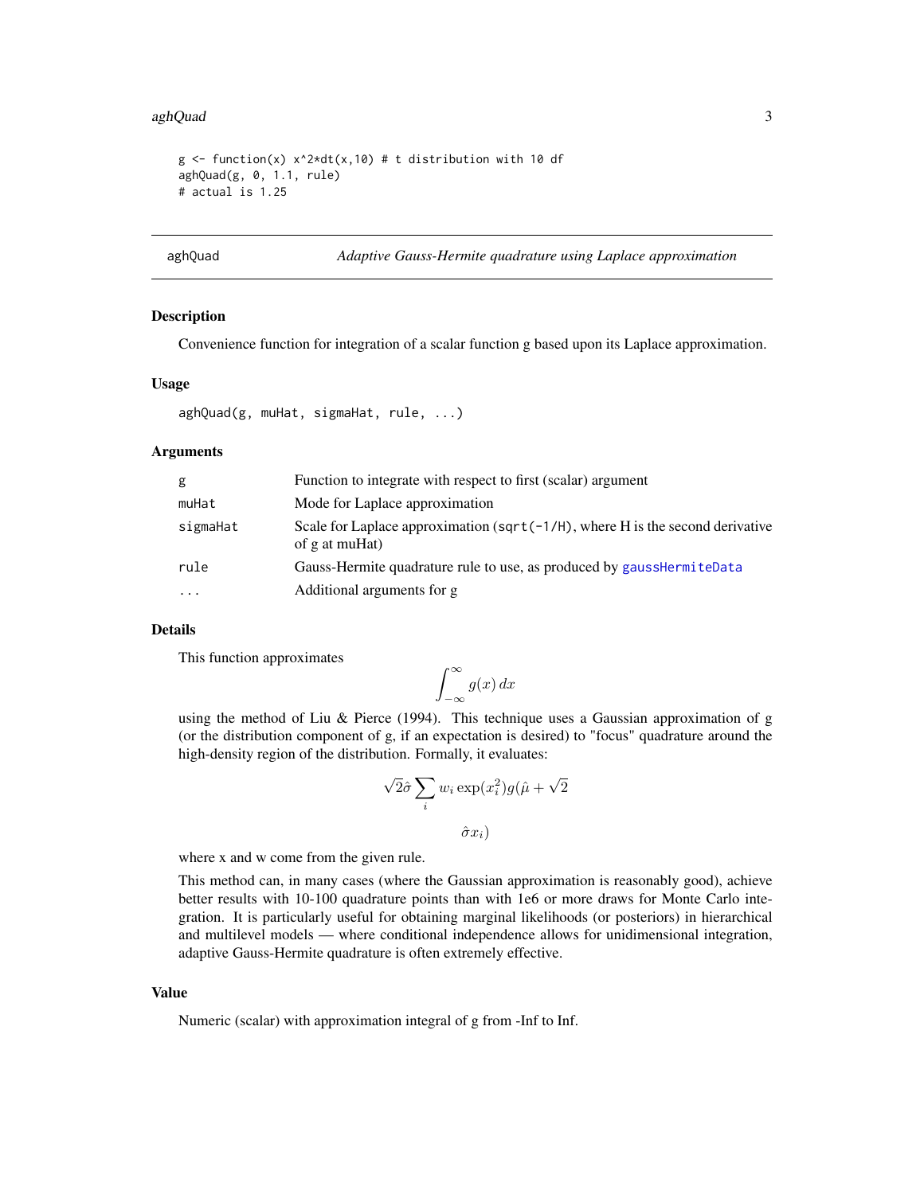```
g <- function(x) x^2*dt(x,10) # t distribution with 10 df
aghQuad(g, 0, 1.1, rule)
# actual is 1.25
```

---

## aghQuad — *Adaptive Gauss-Hermite quadrature using Laplace approximation*

### Description

Convenience function for integration of a scalar function g based upon its Laplace approximation.

### Usage

```
aghQuad(g, muHat, sigmaHat, rule, ...)
```

### Arguments

| | |
|---|---|
| `g` | Function to integrate with respect to first (scalar) argument |
| `muHat` | Mode for Laplace approximation |
| `sigmaHat` | Scale for Laplace approximation (`sqrt(-1/H)`, where H is the second derivative of g at muHat) |
| `rule` | Gauss-Hermite quadrature rule to use, as produced by `gaussHermiteData` |
| `...` | Additional arguments for g |

### Details

This function approximates

$$\int_{-\infty}^{\infty} g(x)\, dx$$

using the method of Liu & Pierce (1994). This technique uses a Gaussian approximation of g (or the distribution component of g, if an expectation is desired) to "focus" quadrature around the high-density region of the distribution. Formally, it evaluates:

$$\sqrt{2}\hat{\sigma} \sum_i w_i \exp(x_i^2) g(\hat{\mu} + \sqrt{2}$$

$$\hat{\sigma} x_i)$$

where x and w come from the given rule.

This method can, in many cases (where the Gaussian approximation is reasonably good), achieve better results with 10-100 quadrature points than with 1e6 or more draws for Monte Carlo integration. It is particularly useful for obtaining marginal likelihoods (or posteriors) in hierarchical and multilevel models — where conditional independence allows for unidimensional integration, adaptive Gauss-Hermite quadrature is often extremely effective.

### Value

Numeric (scalar) with approximation integral of g from -Inf to Inf.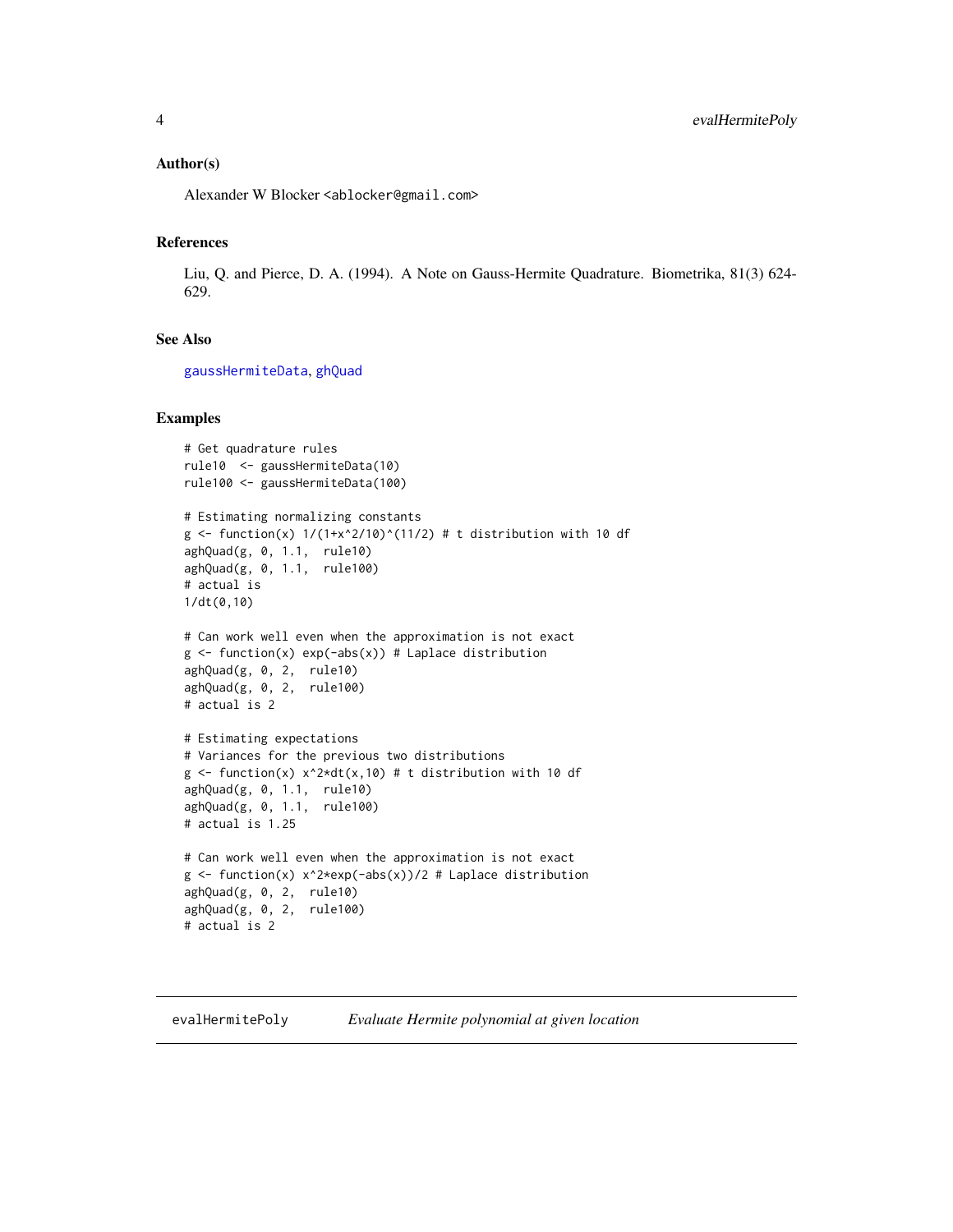## Author(s)

Alexander W Blocker <ablocker@gmail.com>

## References

Liu, Q. and Pierce, D. A. (1994). A Note on Gauss-Hermite Quadrature. Biometrika, 81(3) 624-629.

## See Also

gaussHermiteData, ghQuad

## Examples

```
# Get quadrature rules
rule10  <- gaussHermiteData(10)
rule100 <- gaussHermiteData(100)

# Estimating normalizing constants
g <- function(x) 1/(1+x^2/10)^(11/2) # t distribution with 10 df
aghQuad(g, 0, 1.1,  rule10)
aghQuad(g, 0, 1.1,  rule100)
# actual is
1/dt(0,10)

# Can work well even when the approximation is not exact
g <- function(x) exp(-abs(x)) # Laplace distribution
aghQuad(g, 0, 2,  rule10)
aghQuad(g, 0, 2,  rule100)
# actual is 2

# Estimating expectations
# Variances for the previous two distributions
g <- function(x) x^2*dt(x,10) # t distribution with 10 df
aghQuad(g, 0, 1.1,  rule10)
aghQuad(g, 0, 1.1,  rule100)
# actual is 1.25

# Can work well even when the approximation is not exact
g <- function(x) x^2*exp(-abs(x))/2 # Laplace distribution
aghQuad(g, 0, 2,  rule10)
aghQuad(g, 0, 2,  rule100)
# actual is 2
```

---

# evalHermitePoly *Evaluate Hermite polynomial at given location*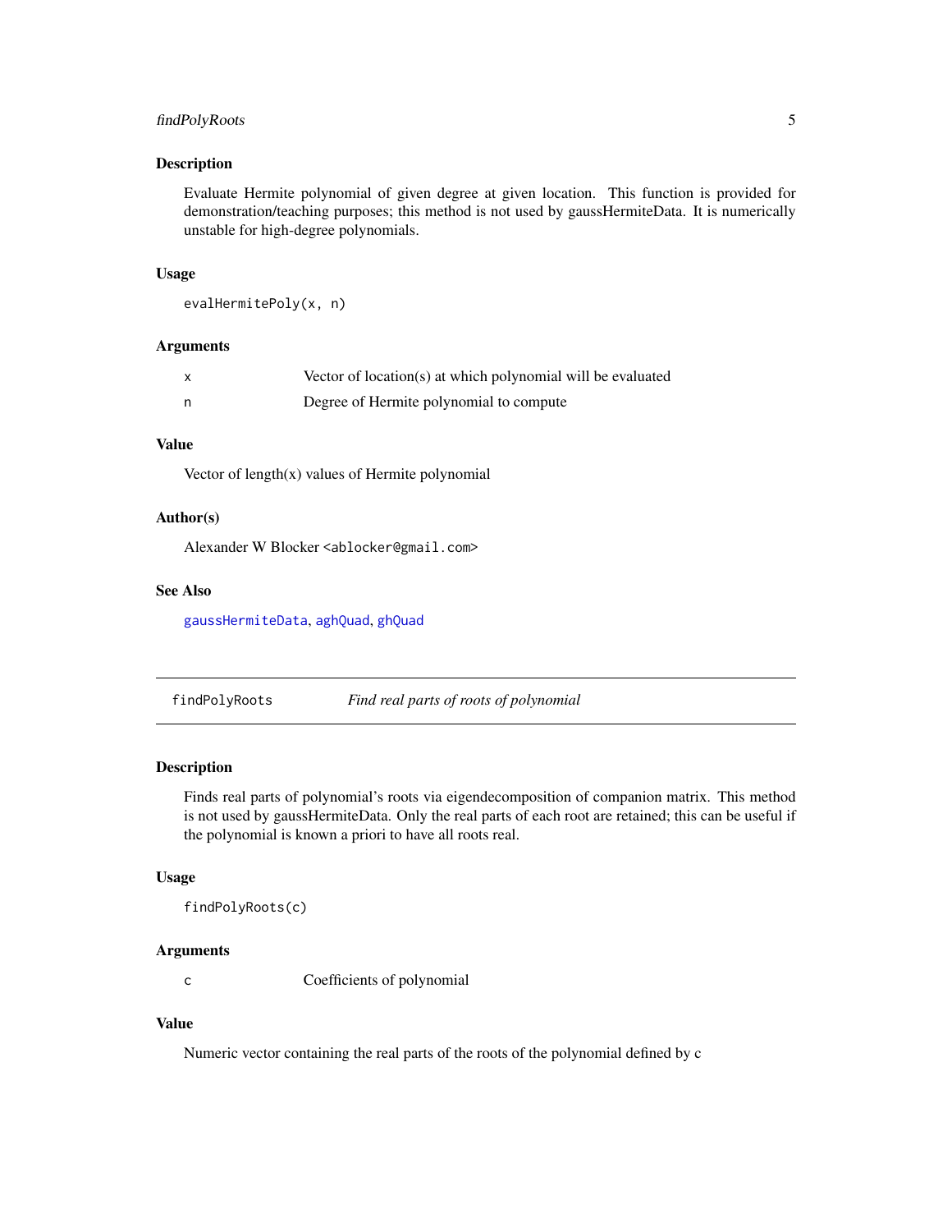### Description

Evaluate Hermite polynomial of given degree at given location. This function is provided for demonstration/teaching purposes; this method is not used by gaussHermiteData. It is numerically unstable for high-degree polynomials.

### Usage

```
evalHermitePoly(x, n)
```

### Arguments

| | |
|---|---|
| x | Vector of location(s) at which polynomial will be evaluated |
| n | Degree of Hermite polynomial to compute |

### Value

Vector of length(x) values of Hermite polynomial

### Author(s)

Alexander W Blocker <ablocker@gmail.com>

### See Also

gaussHermiteData, aghQuad, ghQuad

---

## findPolyRoots — *Find real parts of roots of polynomial*

### Description

Finds real parts of polynomial's roots via eigendecomposition of companion matrix. This method is not used by gaussHermiteData. Only the real parts of each root are retained; this can be useful if the polynomial is known a priori to have all roots real.

### Usage

```
findPolyRoots(c)
```

### Arguments

| | |
|---|---|
| c | Coefficients of polynomial |

### Value

Numeric vector containing the real parts of the roots of the polynomial defined by c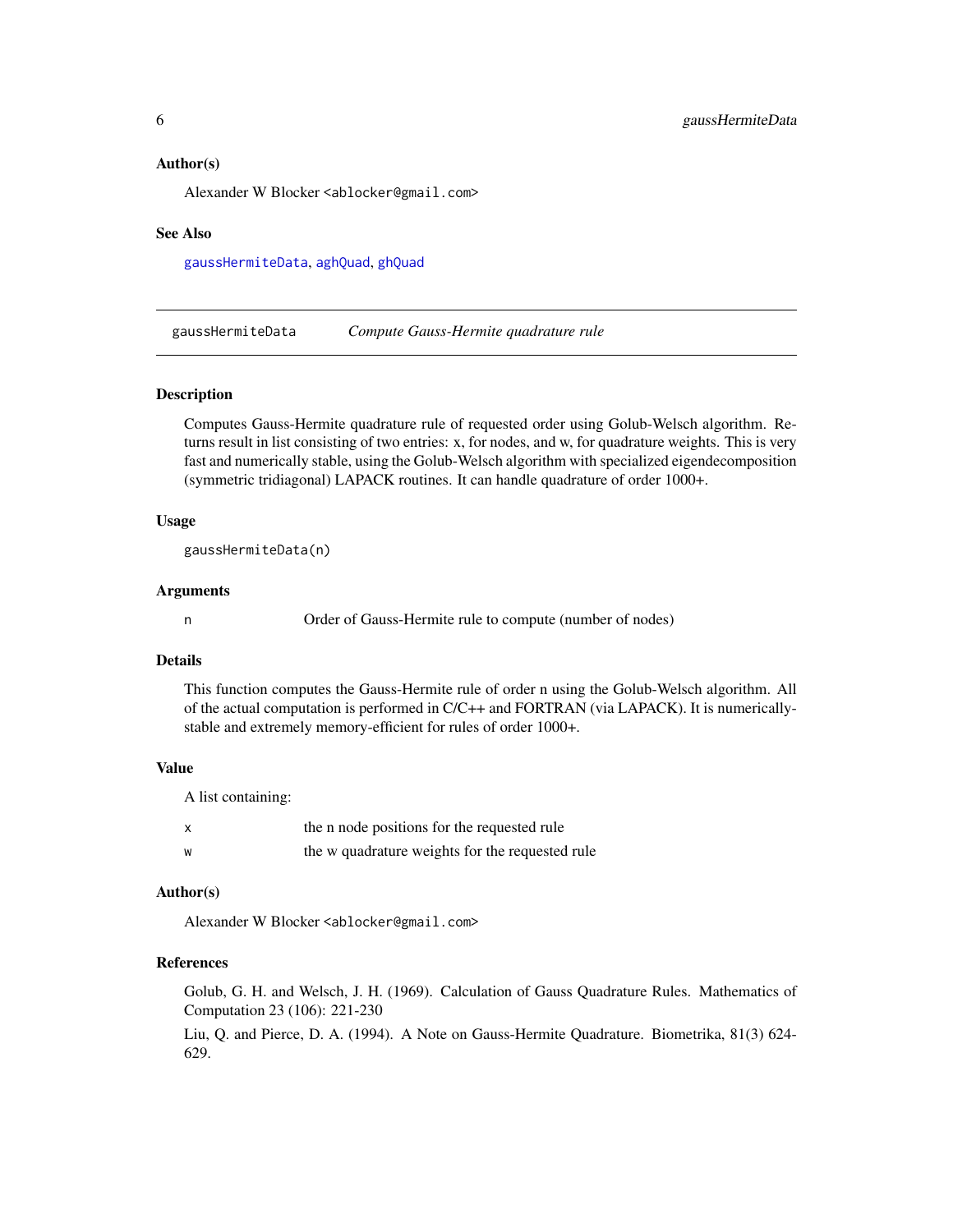### Author(s)

Alexander W Blocker <ablocker@gmail.com>

### See Also

gaussHermiteData, aghQuad, ghQuad

---

## gaussHermiteData — *Compute Gauss-Hermite quadrature rule*

### Description

Computes Gauss-Hermite quadrature rule of requested order using Golub-Welsch algorithm. Returns result in list consisting of two entries: x, for nodes, and w, for quadrature weights. This is very fast and numerically stable, using the Golub-Welsch algorithm with specialized eigendecomposition (symmetric tridiagonal) LAPACK routines. It can handle quadrature of order 1000+.

### Usage

```
gaussHermiteData(n)
```

### Arguments

| | |
|---|---|
| n | Order of Gauss-Hermite rule to compute (number of nodes) |

### Details

This function computes the Gauss-Hermite rule of order n using the Golub-Welsch algorithm. All of the actual computation is performed in C/C++ and FORTRAN (via LAPACK). It is numerically-stable and extremely memory-efficient for rules of order 1000+.

### Value

A list containing:

| | |
|---|---|
| x | the n node positions for the requested rule |
| w | the w quadrature weights for the requested rule |

### Author(s)

Alexander W Blocker <ablocker@gmail.com>

### References

Golub, G. H. and Welsch, J. H. (1969). Calculation of Gauss Quadrature Rules. Mathematics of Computation 23 (106): 221-230

Liu, Q. and Pierce, D. A. (1994). A Note on Gauss-Hermite Quadrature. Biometrika, 81(3) 624-629.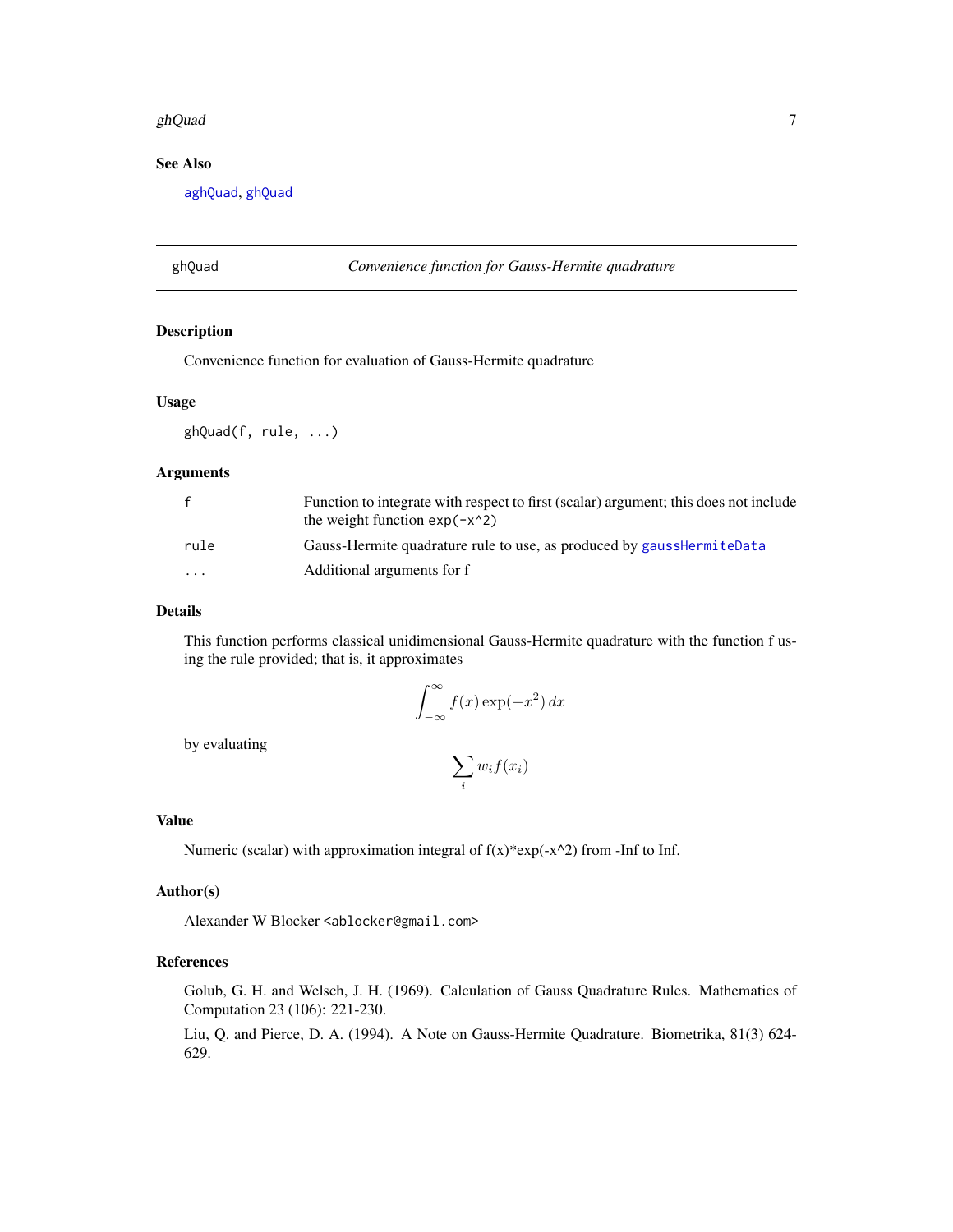### See Also

aghQuad, ghQuad

---

## ghQuad — *Convenience function for Gauss-Hermite quadrature*

---

### Description

Convenience function for evaluation of Gauss-Hermite quadrature

### Usage

```
ghQuad(f, rule, ...)
```

### Arguments

| | |
|---|---|
| f | Function to integrate with respect to first (scalar) argument; this does not include the weight function `exp(-x^2)` |
| rule | Gauss-Hermite quadrature rule to use, as produced by gaussHermiteData |
| ... | Additional arguments for f |

### Details

This function performs classical unidimensional Gauss-Hermite quadrature with the function f using the rule provided; that is, it approximates

$$\int_{-\infty}^{\infty} f(x) \exp(-x^2)\, dx$$

by evaluating

$$\sum_i w_i f(x_i)$$

### Value

Numeric (scalar) with approximation integral of f(x)*exp(-x^2) from -Inf to Inf.

### Author(s)

Alexander W Blocker <ablocker@gmail.com>

### References

Golub, G. H. and Welsch, J. H. (1969). Calculation of Gauss Quadrature Rules. Mathematics of Computation 23 (106): 221-230.

Liu, Q. and Pierce, D. A. (1994). A Note on Gauss-Hermite Quadrature. Biometrika, 81(3) 624-629.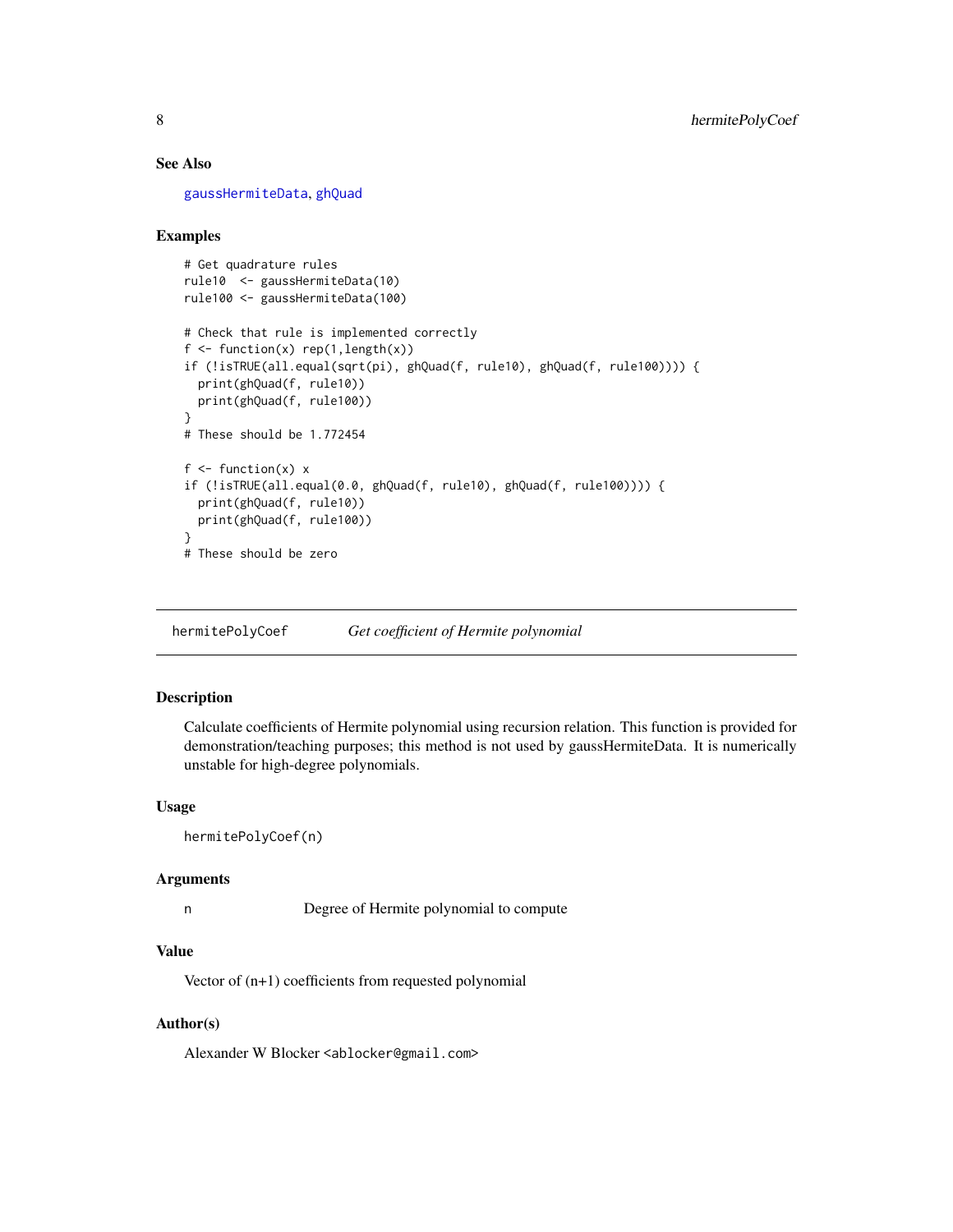### See Also

gaussHermiteData, ghQuad

### Examples

```
# Get quadrature rules
rule10  <- gaussHermiteData(10)
rule100 <- gaussHermiteData(100)

# Check that rule is implemented correctly
f <- function(x) rep(1,length(x))
if (!isTRUE(all.equal(sqrt(pi), ghQuad(f, rule10), ghQuad(f, rule100)))) {
  print(ghQuad(f, rule10))
  print(ghQuad(f, rule100))
}
# These should be 1.772454

f <- function(x) x
if (!isTRUE(all.equal(0.0, ghQuad(f, rule10), ghQuad(f, rule100)))) {
  print(ghQuad(f, rule10))
  print(ghQuad(f, rule100))
}
# These should be zero
```

---

## hermitePolyCoef *Get coefficient of Hermite polynomial*

### Description

Calculate coefficients of Hermite polynomial using recursion relation. This function is provided for demonstration/teaching purposes; this method is not used by gaussHermiteData. It is numerically unstable for high-degree polynomials.

### Usage

```
hermitePolyCoef(n)
```

### Arguments

| | |
|---|---|
| n | Degree of Hermite polynomial to compute |

### Value

Vector of (n+1) coefficients from requested polynomial

### Author(s)

Alexander W Blocker <ablocker@gmail.com>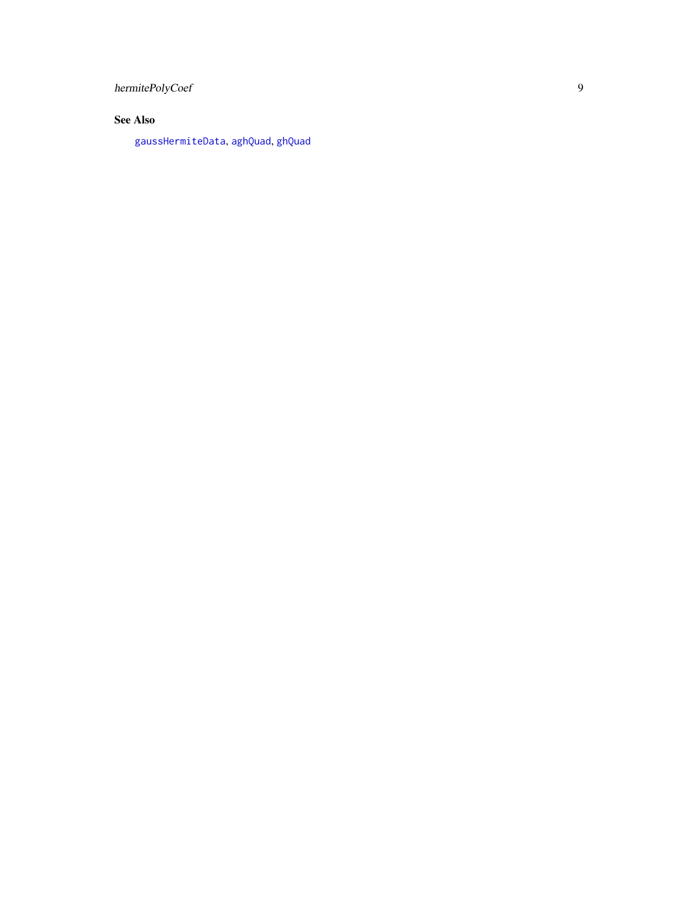## See Also

`gaussHermiteData`, `aghQuad`, `ghQuad`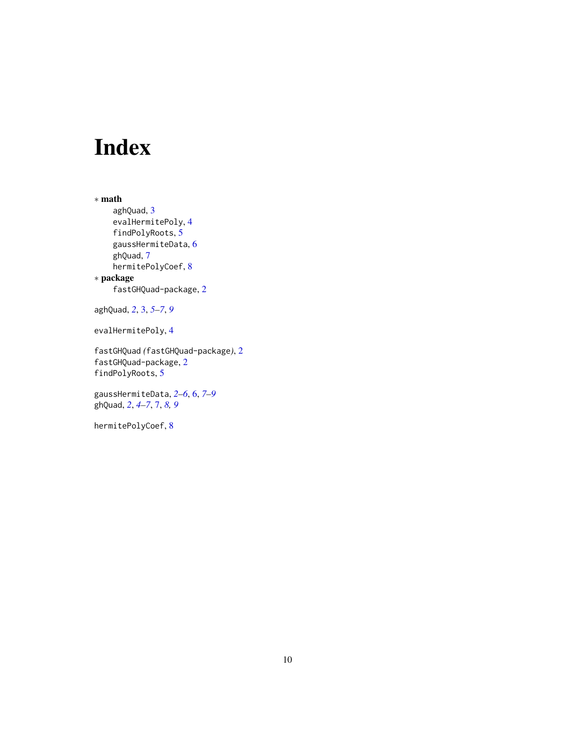# Index

* **math**
    aghQuad, 3
    evalHermitePoly, 4
    findPolyRoots, 5
    gaussHermiteData, 6
    ghQuad, 7
    hermitePolyCoef, 8
* **package**
    fastGHQuad-package, 2

aghQuad, *2*, 3, *5–7*, *9*

evalHermitePoly, 4

fastGHQuad *(*fastGHQuad-package*)*, 2
fastGHQuad-package, 2
findPolyRoots, 5

gaussHermiteData, *2–6*, 6, *7–9*
ghQuad, *2*, *4–7*, 7, *8, 9*

hermitePolyCoef, 8